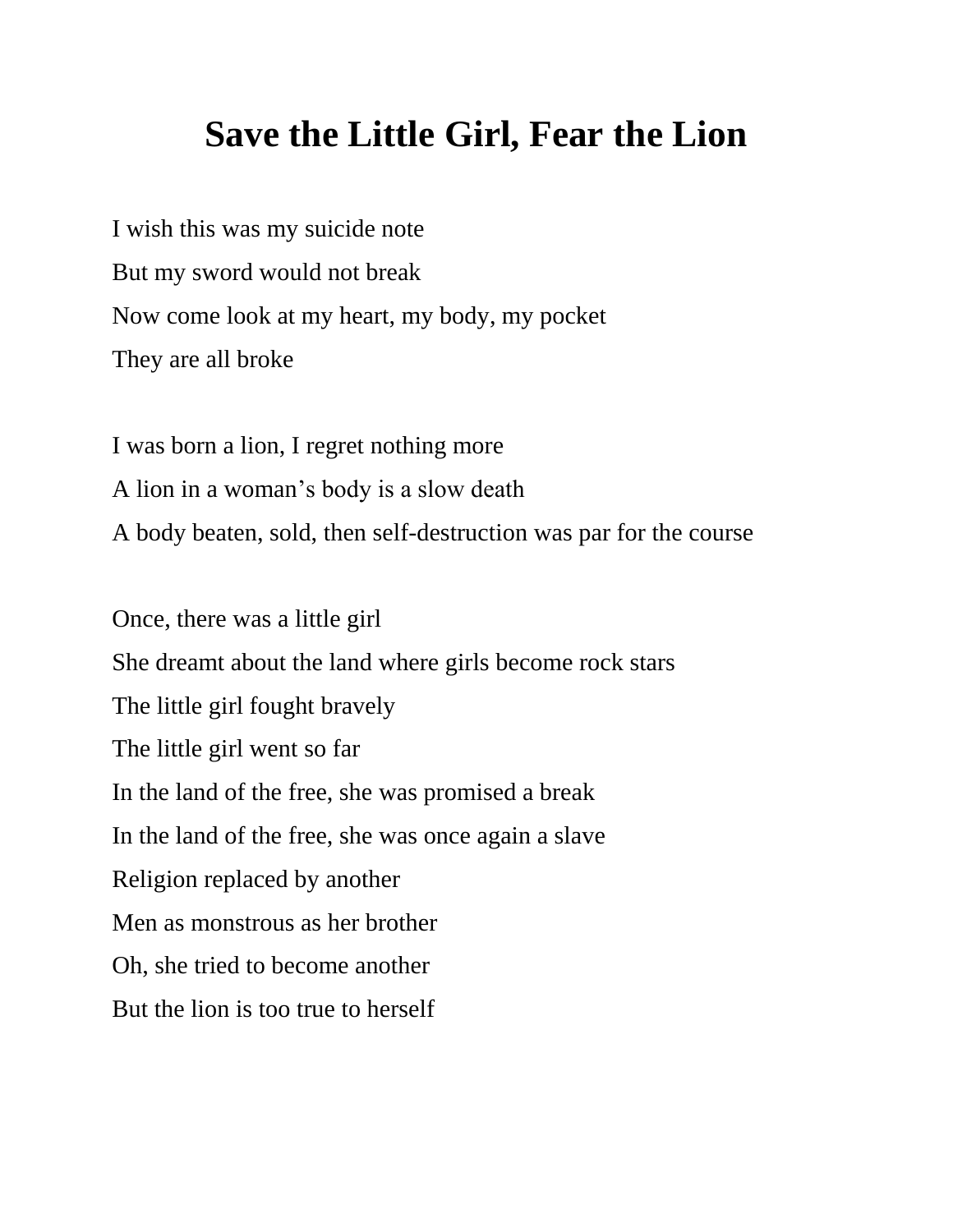# Save the Little Girl, Fear the Lion

I wish this was my suicide note
But my sword would not break
Now come look at my heart, my body, my pocket
They are all broke

I was born a lion, I regret nothing more
A lion in a woman's body is a slow death
A body beaten, sold, then self-destruction was par for the course

Once, there was a little girl
She dreamt about the land where girls become rock stars
The little girl fought bravely
The little girl went so far
In the land of the free, she was promised a break
In the land of the free, she was once again a slave
Religion replaced by another
Men as monstrous as her brother
Oh, she tried to become another
But the lion is too true to herself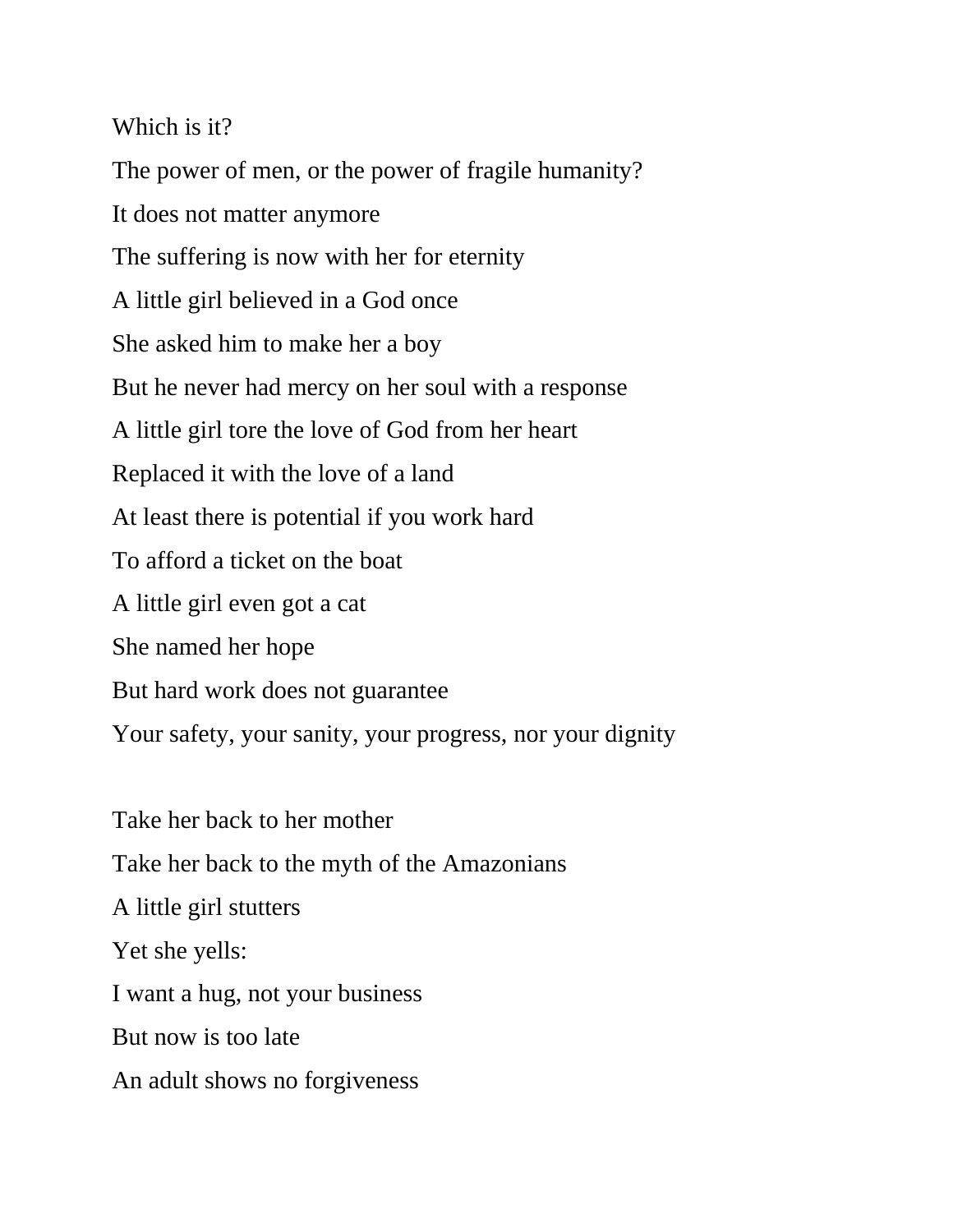Which is it?

The power of men, or the power of fragile humanity?

It does not matter anymore

The suffering is now with her for eternity

A little girl believed in a God once

She asked him to make her a boy

But he never had mercy on her soul with a response

A little girl tore the love of God from her heart

Replaced it with the love of a land

At least there is potential if you work hard

To afford a ticket on the boat

A little girl even got a cat

She named her hope

But hard work does not guarantee

Your safety, your sanity, your progress, nor your dignity

Take her back to her mother

Take her back to the myth of the Amazonians

A little girl stutters

Yet she yells:

I want a hug, not your business

But now is too late

An adult shows no forgiveness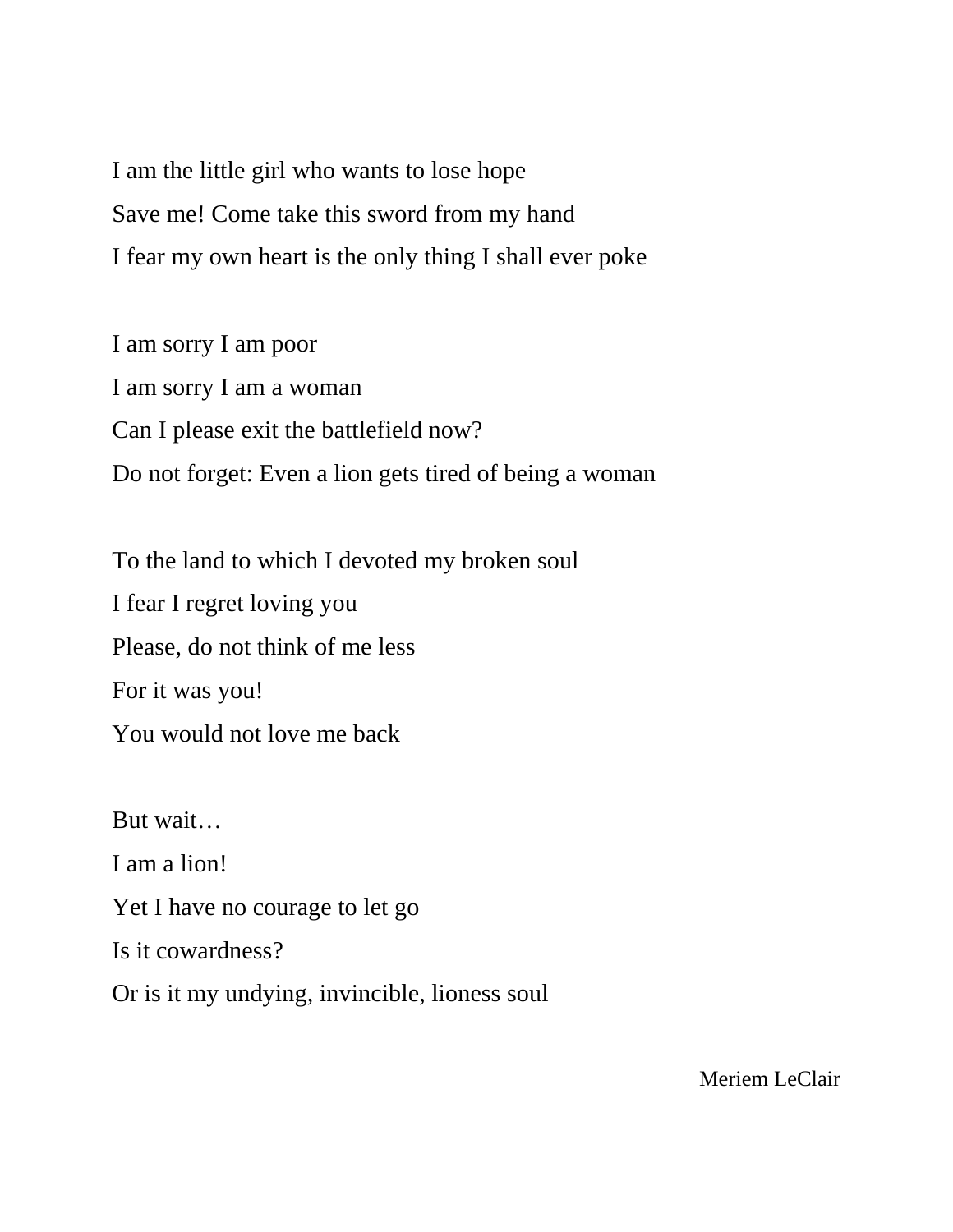I am the little girl who wants to lose hope
Save me! Come take this sword from my hand
I fear my own heart is the only thing I shall ever poke

I am sorry I am poor
I am sorry I am a woman
Can I please exit the battlefield now?
Do not forget: Even a lion gets tired of being a woman

To the land to which I devoted my broken soul
I fear I regret loving you
Please, do not think of me less
For it was you!
You would not love me back

But wait…
I am a lion!
Yet I have no courage to let go
Is it cowardness?
Or is it my undying, invincible, lioness soul

Meriem LeClair